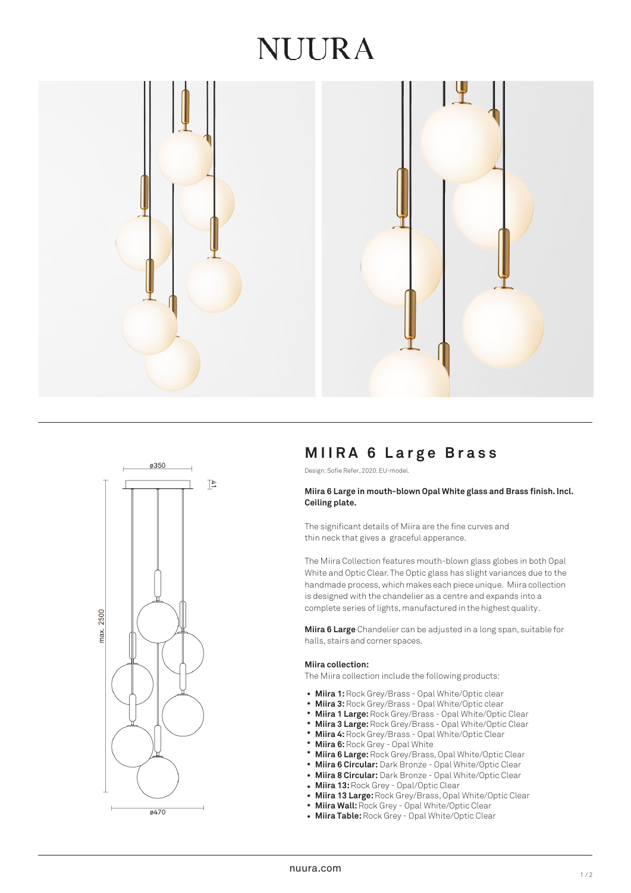# NUURA

## MIIRA 6 Large Brass

Design: Sofie Refer, 2020. EU-model.

**Miira 6 Large in mouth-blown Opal White glass and Brass finish. Incl. Ceiling plate.**

The significant details of Miira are the fine curves and thin neck that gives a graceful apperance.

The Miira Collection features mouth-blown glass globes in both Opal White and Optic Clear. The Optic glass has slight variances due to the handmade process, which makes each piece unique. Miira collection is designed with the chandelier as a centre and expands into a complete series of lights, manufactured in the highest quality.

**Miira 6 Large** Chandelier can be adjusted in a long span, suitable for halls, stairs and corner spaces.

**Miira collection:**

The Miira collection include the following products:

- **Miira 1:** Rock Grey/Brass - Opal White/Optic clear
- **Miira 3:** Rock Grey/Brass - Opal White/Optic clear
- **Miira 1 Large:** Rock Grey/Brass - Opal White/Optic Clear
- **Miira 3 Large:** Rock Grey/Brass - Opal White/Optic Clear
- **Miira 4:** Rock Grey/Brass - Opal White/Optic Clear
- **Miira 6:** Rock Grey - Opal White
- **Miira 6 Large:** Rock Grey/Brass, Opal White/Optic Clear
- **Miira 6 Circular:** Dark Bronze - Opal White/Optic Clear
- **Miira 8 Circular:** Dark Bronze - Opal White/Optic Clear
- **Miira 13:** Rock Grey - Opal/Optic Clear
- **Miira 13 Large:** Rock Grey/Brass, Opal White/Optic Clear
- **Miira Wall:** Rock Grey - Opal White/Optic Clear
- **Miira Table:** Rock Grey - Opal White/Optic Clear

nuura.com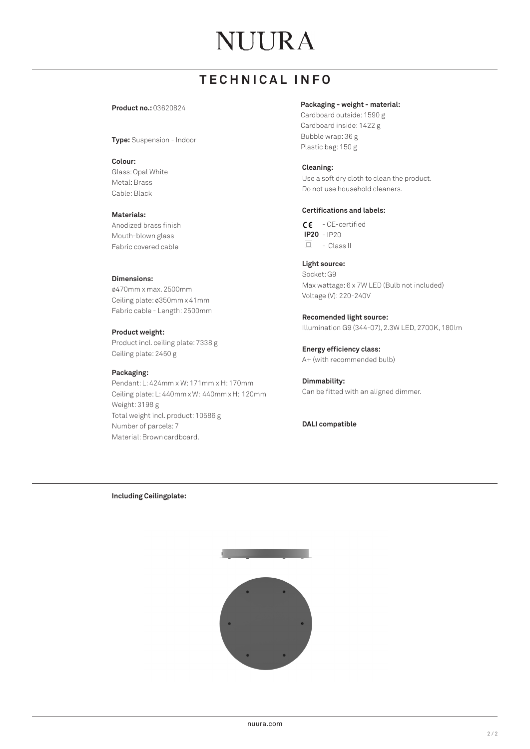# NUURA

## TECHNICAL INFO

**Product no.:** 03620824

**Type:** Suspension - Indoor

**Colour:**
Glass: Opal White
Metal: Brass
Cable: Black

**Materials:**
Anodized brass finish
Mouth-blown glass
Fabric covered cable

**Dimensions:**
ø470mm x max. 2500mm
Ceiling plate: ø350mm x 41mm
Fabric cable - Length: 2500mm

**Product weight:**
Product incl. ceiling plate: 7338 g
Ceiling plate: 2450 g

**Packaging:**
Pendant: L: 424mm x W: 171mm x H: 170mm
Ceiling plate: L: 440mm x W: 440mm x H: 120mm
Weight: 3198 g
Total weight incl. product: 10586 g
Number of parcels: 7
Material: Brown cardboard.

**Packaging - weight - material:**
Cardboard outside: 1590 g
Cardboard inside: 1422 g
Bubble wrap: 36 g
Plastic bag: 150 g

**Cleaning:**
Use a soft dry cloth to clean the product.
Do not use household cleaners.

**Certifications and labels:**
CE - CE-certified
IP20 - IP20
- Class II

**Light source:**
Socket: G9
Max wattage: 6 x 7W LED (Bulb not included)
Voltage (V): 220-240V

**Recomended light source:**
Illumination G9 (344-07), 2.3W LED, 2700K, 180lm

**Energy efficiency class:**
A+ (with recommended bulb)

**Dimmability:**
Can be fitted with an aligned dimmer.

**DALI compatible**

**Including Ceilingplate:**

nuura.com